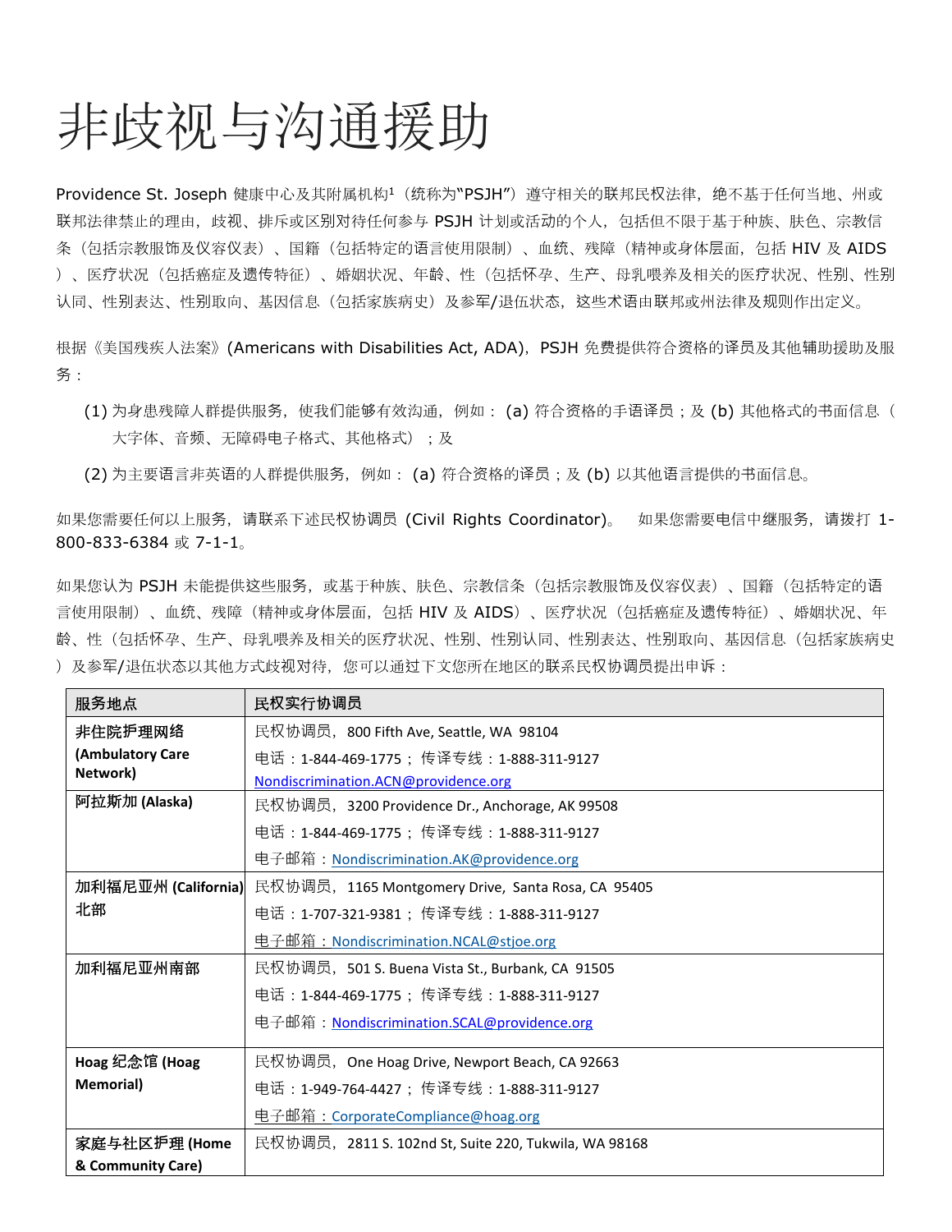# 非歧视与沟通援助

Providence St. Joseph 健康中心及其附属机构[1]（统称为"PSJH"）遵守相关的联邦民权法律，绝不基于任何当地、州或联邦法律禁止的理由，歧视、排斥或区别对待任何参与 PSJH 计划或活动的个人，包括但不限于基于种族、肤色、宗教信条（包括宗教服饰及仪容仪表）、国籍（包括特定的语言使用限制）、血统、残障（精神或身体层面，包括 HIV 及 AIDS）、医疗状况（包括癌症及遗传特征）、婚姻状况、年龄、性（包括怀孕、生产、母乳喂养及相关的医疗状况、性别、性别认同、性别表达、性别取向、基因信息（包括家族病史）及参军/退伍状态，这些术语由联邦或州法律及规则作出定义。

根据《美国残疾人法案》(Americans with Disabilities Act, ADA)，PSJH 免费提供符合资格的译员及其他辅助援助及服务：

(1) 为身患残障人群提供服务，使我们能够有效沟通，例如：(a) 符合资格的手语译员；及 (b) 其他格式的书面信息（大字体、音频、无障碍电子格式、其他格式）；及

(2) 为主要语言非英语的人群提供服务，例如：(a) 符合资格的译员；及 (b) 以其他语言提供的书面信息。

如果您需要任何以上服务，请联系下述民权协调员 (Civil Rights Coordinator)。 如果您需要电信中继服务，请拨打 1-800-833-6384 或 7-1-1。

如果您认为 PSJH 未能提供这些服务，或基于种族、肤色、宗教信条（包括宗教服饰及仪容仪表）、国籍（包括特定的语言使用限制）、血统、残障（精神或身体层面，包括 HIV 及 AIDS）、医疗状况（包括癌症及遗传特征）、婚姻状况、年龄、性（包括怀孕、生产、母乳喂养及相关的医疗状况、性别、性别认同、性别表达、性别取向、基因信息（包括家族病史）及参军/退伍状态以其他方式歧视对待，您可以通过下文您所在地区的联系民权协调员提出申诉：

| 服务地点 | 民权实行协调员 |
|---|---|
| **非住院护理网络 (Ambulatory Care Network)** | 民权协调员，800 Fifth Ave, Seattle, WA 98104<br>电话：1-844-469-1775；传译专线：1-888-311-9127<br>Nondiscrimination.ACN@providence.org |
| **阿拉斯加 (Alaska)** | 民权协调员，3200 Providence Dr., Anchorage, AK 99508<br>电话：1-844-469-1775；传译专线：1-888-311-9127<br>电子邮箱：Nondiscrimination.AK@providence.org |
| **加利福尼亚州 (California) 北部** | 民权协调员，1165 Montgomery Drive, Santa Rosa, CA 95405<br>电话：1-707-321-9381；传译专线：1-888-311-9127<br>电子邮箱：Nondiscrimination.NCAL@stjoe.org |
| **加利福尼亚州南部** | 民权协调员，501 S. Buena Vista St., Burbank, CA 91505<br>电话：1-844-469-1775；传译专线：1-888-311-9127<br>电子邮箱：Nondiscrimination.SCAL@providence.org |
| **Hoag 纪念馆 (Hoag Memorial)** | 民权协调员，One Hoag Drive, Newport Beach, CA 92663<br>电话：1-949-764-4427；传译专线：1-888-311-9127<br>电子邮箱：CorporateCompliance@hoag.org |
| **家庭与社区护理 (Home & Community Care)** | 民权协调员，2811 S. 102nd St, Suite 220, Tukwila, WA 98168 |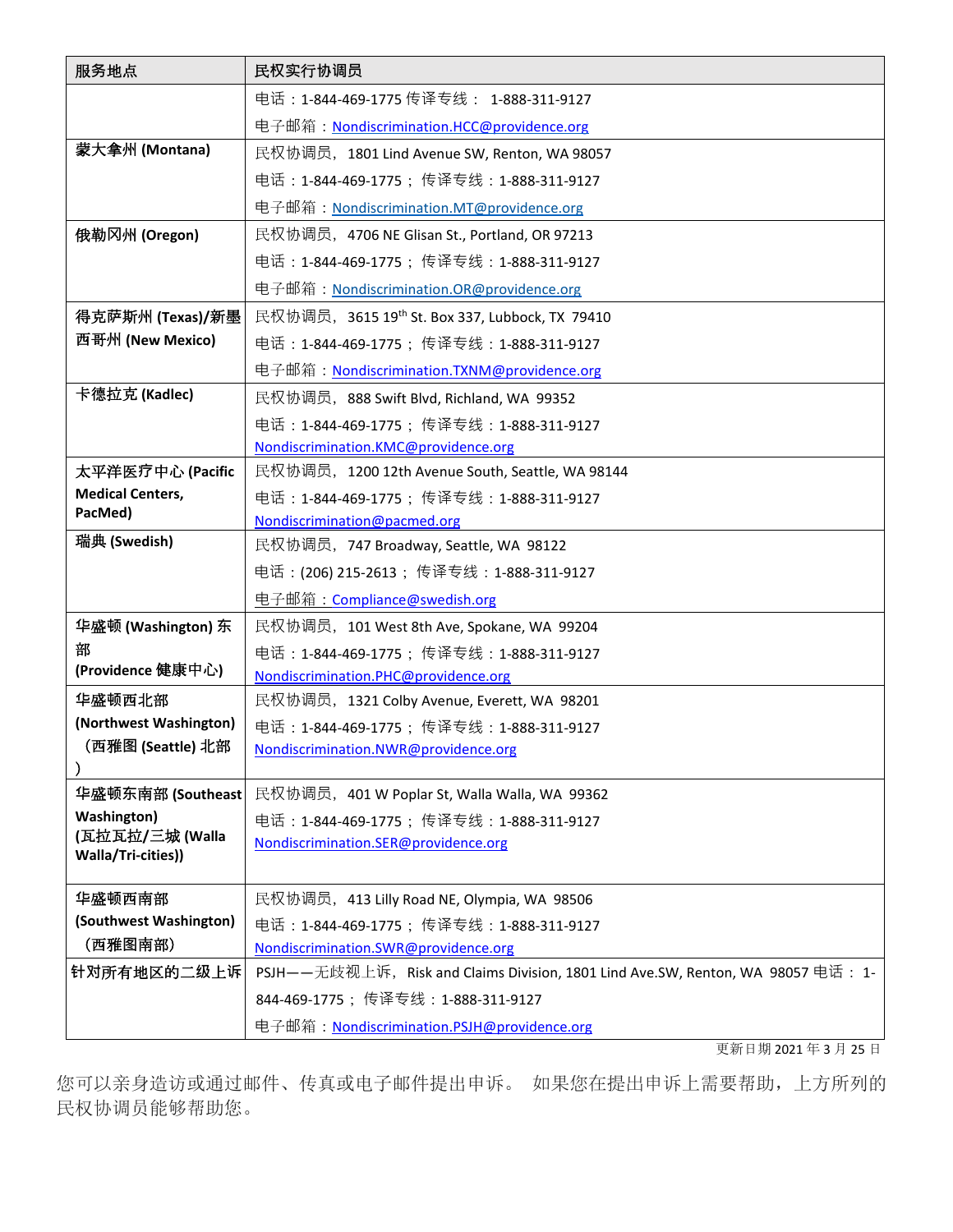| 服务地点 | 民权实行协调员 |
| --- | --- |
| | 电话：1-844-469-1775 传译专线： 1-888-311-9127<br>电子邮箱：Nondiscrimination.HCC@providence.org |
| **蒙大拿州 (Montana)** | 民权协调员，1801 Lind Avenue SW, Renton, WA 98057<br>电话：1-844-469-1775； 传译专线：1-888-311-9127<br>电子邮箱：Nondiscrimination.MT@providence.org |
| **俄勒冈州 (Oregon)** | 民权协调员，4706 NE Glisan St., Portland, OR 97213<br>电话：1-844-469-1775； 传译专线：1-888-311-9127<br>电子邮箱：Nondiscrimination.OR@providence.org |
| **得克萨斯州 (Texas)/新墨西哥州 (New Mexico)** | 民权协调员，3615 19th St. Box 337, Lubbock, TX 79410<br>电话：1-844-469-1775； 传译专线：1-888-311-9127<br>电子邮箱：Nondiscrimination.TXNM@providence.org |
| **卡德拉克 (Kadlec)** | 民权协调员，888 Swift Blvd, Richland, WA 99352<br>电话：1-844-469-1775； 传译专线：1-888-311-9127<br>Nondiscrimination.KMC@providence.org |
| **太平洋医疗中心 (Pacific Medical Centers, PacMed)** | 民权协调员，1200 12th Avenue South, Seattle, WA 98144<br>电话：1-844-469-1775； 传译专线：1-888-311-9127<br>Nondiscrimination@pacmed.org |
| **瑞典 (Swedish)** | 民权协调员，747 Broadway, Seattle, WA 98122<br>电话：(206) 215-2613； 传译专线：1-888-311-9127<br>电子邮箱：Compliance@swedish.org |
| **华盛顿 (Washington) 东部 (Providence 健康中心)** | 民权协调员，101 West 8th Ave, Spokane, WA 99204<br>电话：1-844-469-1775； 传译专线：1-888-311-9127<br>Nondiscrimination.PHC@providence.org |
| **华盛顿西北部 (Northwest Washington) （西雅图 (Seattle) 北部）** | 民权协调员，1321 Colby Avenue, Everett, WA 98201<br>电话：1-844-469-1775； 传译专线：1-888-311-9127<br>Nondiscrimination.NWR@providence.org |
| **华盛顿东南部 (Southeast Washington) (瓦拉瓦拉/三城 (Walla Walla/Tri-cities))** | 民权协调员，401 W Poplar St, Walla Walla, WA 99362<br>电话：1-844-469-1775； 传译专线：1-888-311-9127<br>Nondiscrimination.SER@providence.org |
| **华盛顿西南部 (Southwest Washington) （西雅图南部）** | 民权协调员，413 Lilly Road NE, Olympia, WA 98506<br>电话：1-844-469-1775； 传译专线：1-888-311-9127<br>Nondiscrimination.SWR@providence.org |
| **针对所有地区的二级上诉** | PSJH——无歧视上诉，Risk and Claims Division, 1801 Lind Ave.SW, Renton, WA 98057 电话： 1-844-469-1775； 传译专线：1-888-311-9127<br>电子邮箱：Nondiscrimination.PSJH@providence.org |

更新日期 2021 年 3 月 25 日

您可以亲身造访或通过邮件、传真或电子邮件提出申诉。 如果您在提出申诉上需要帮助，上方所列的民权协调员能够帮助您。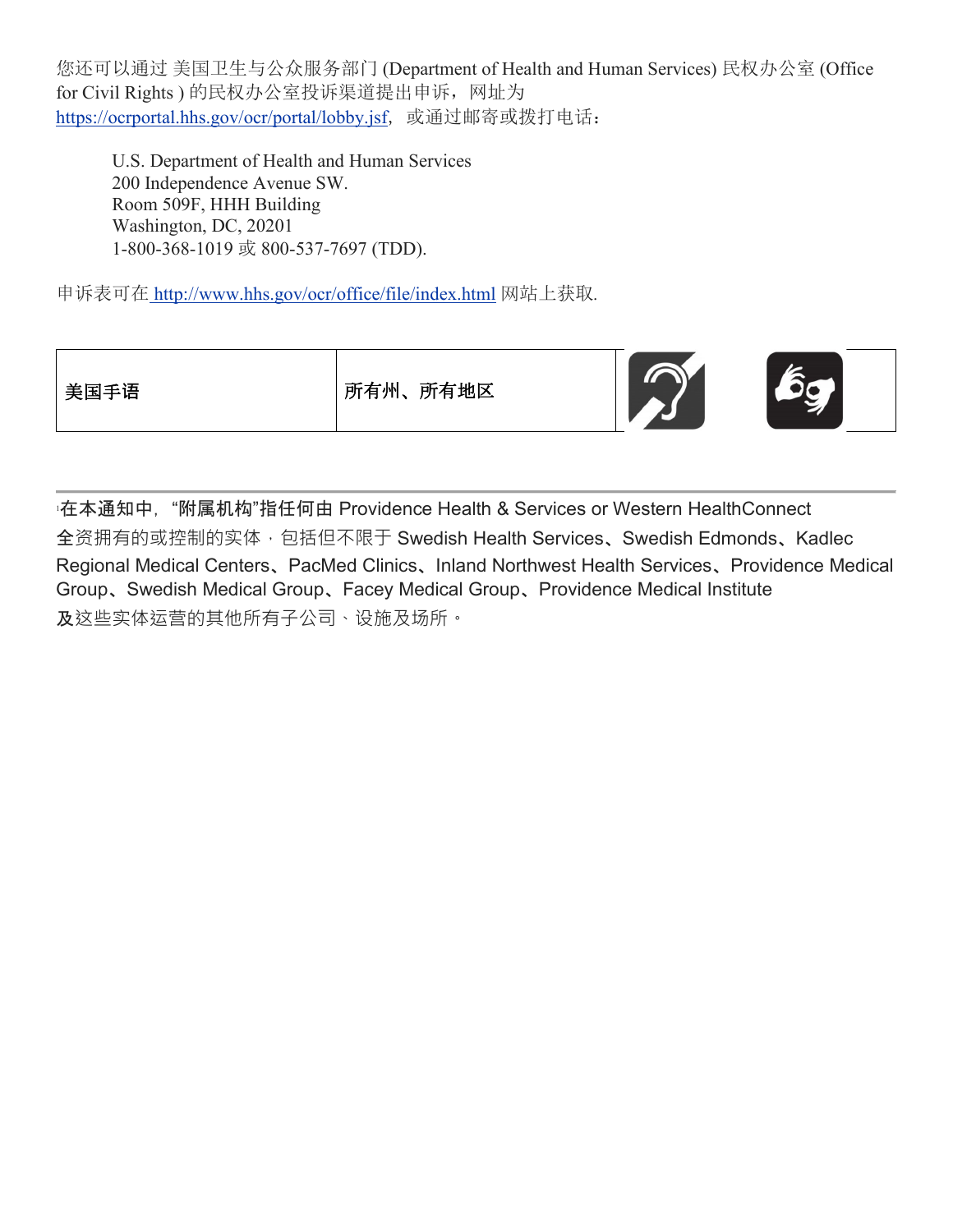您还可以通过 美国卫生与公众服务部门 (Department of Health and Human Services) 民权办公室 (Office for Civil Rights ) 的民权办公室投诉渠道提出申诉，网址为 https://ocrportal.hhs.gov/ocr/portal/lobby.jsf，或通过邮寄或拨打电话：

U.S. Department of Health and Human Services
200 Independence Avenue SW.
Room 509F, HHH Building
Washington, DC, 20201
1-800-368-1019 或 800-537-7697 (TDD).

申诉表可在 http://www.hhs.gov/ocr/office/file/index.html 网站上获取.

| | | |
|---|---|---|
| **美国手语** | **所有州、所有地区** | |

---

[i]在本通知中，“附属机构”指任何由 Providence Health & Services or Western HealthConnect 全资拥有的或控制的实体，包括但不限于 Swedish Health Services、Swedish Edmonds、Kadlec Regional Medical Centers、PacMed Clinics、Inland Northwest Health Services、Providence Medical Group、Swedish Medical Group、Facey Medical Group、Providence Medical Institute 及这些实体运营的其他所有子公司、设施及场所。